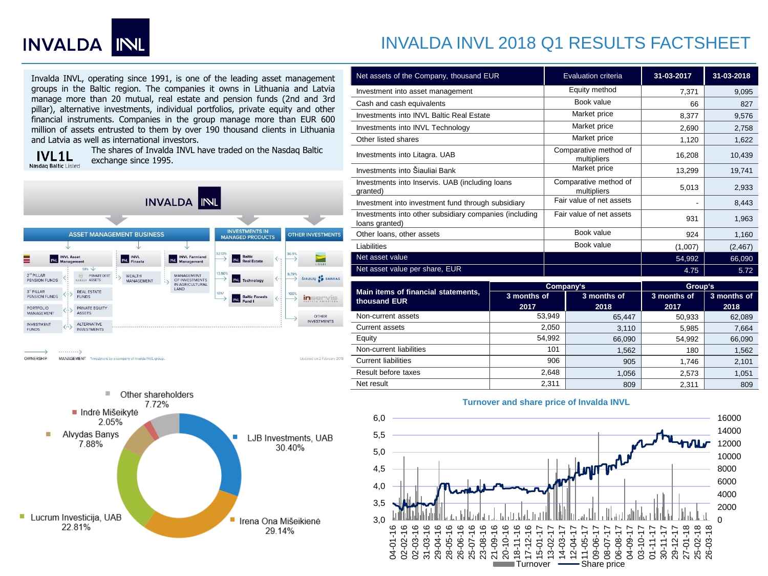INVALDA INVL

# INVALDA INVL 2018 Q1 RESULTS FACTSHEET

Invalda INVL, operating since 1991, is one of the leading asset management groups in the Baltic region. The companies it owns in Lithuania and Latvia manage more than 20 mutual, real estate and pension funds (2nd and 3rd pillar), alternative investments, individual portfolios, private equity and other financial instruments. Companies in the group manage more than EUR 600 million of assets entrusted to them by over 190 thousand clients in Lithuania and Latvia as well as international investors.

IVL1L Nasdaq Baltic Listed — The shares of Invalda INVL have traded on the Nasdaq Baltic exchange since 1995.

| Net assets of the Company, thousand EUR | Evaluation criteria | 31-03-2017 | 31-03-2018 |
|---|---|---|---|
| Investment into asset management | Equity method | 7,371 | 9,095 |
| Cash and cash equivalents | Book value | 66 | 827 |
| Investments into INVL Baltic Real Estate | Market price | 8,377 | 9,576 |
| Investments into INVL Technology | Market price | 2,690 | 2,758 |
| Other listed shares | Market price | 1,120 | 1,622 |
| Investments into Litagra. UAB | Comparative method of multipliers | 16,208 | 10,439 |
| Investments into Šiauliai Bank | Market price | 13,299 | 19,741 |
| Investments into Inservis. UAB (including loans granted) | Comparative method of multipliers | 5,013 | 2,933 |
| Investment into investment fund through subsidiary | Fair value of net assets | - | 8,443 |
| Investments into other subsidiary companies (including loans granted) | Fair value of net assets | 931 | 1,963 |
| Other loans, other assets | Book value | 924 | 1,160 |
| Liabilities | Book value | (1,007) | (2,467) |
| Net asset value | | 54,992 | 66,090 |
| Net asset value per share, EUR | | 4.75 | 5.72 |

| Main items of financial statements, thousand EUR | Company's | | Group's | |
|---|---|---|---|---|
| | 3 months of 2017 | 3 months of 2018 | 3 months of 2017 | 3 months of 2018 |
| Non-current assets | 53,949 | 65,447 | 50,933 | 62,089 |
| Current assets | 2,050 | 3,110 | 5,985 | 7,664 |
| Equity | 54,992 | 66,090 | 54,992 | 66,090 |
| Non-current liabilities | 101 | 1,562 | 180 | 1,562 |
| Current liabilities | 906 | 905 | 1,746 | 2,101 |
| Result before taxes | 2,648 | 1,056 | 2,573 | 1,051 |
| Net result | 2,311 | 809 | 2,311 | 809 |

INVALDA INVL

ASSET MANAGEMENT BUSINESS: INVL Asset Management (2nd pillar pension funds; 3rd pillar pension funds; Portfolio management; Investment funds; Private debt assets; Real estate funds; Private equity assets; Alternative investments), INVL Finasta (Wealth management), INVL Farmland Management (Management of investments in agricultural land)

INVESTMENTS IN MANAGED PRODUCTS: Baltic Real Estate (32.13%), Technology (13.90%), Baltic Forests Fund I (10%*)

OTHER INVESTMENTS: Litagra (36.9%), Šiaulių bankas (6.79%), Inservis (100%), Other investments

OWNERSHIP — MANAGEMENT — *Investment by a company of Invalda INVL group. Updated on 2 February 2018

Shareholders:
- LJB Investments, UAB 30.40%
- Irena Ona Mišeikienė 29.14%
- Lucrum Investicija, UAB 22.81%
- Alvydas Banys 7.88%
- Indrė Mišeikytė 2.05%
- Other shareholders 7.72%

**Turnover and share price of Invalda INVL**

(Chart: Turnover; Share price)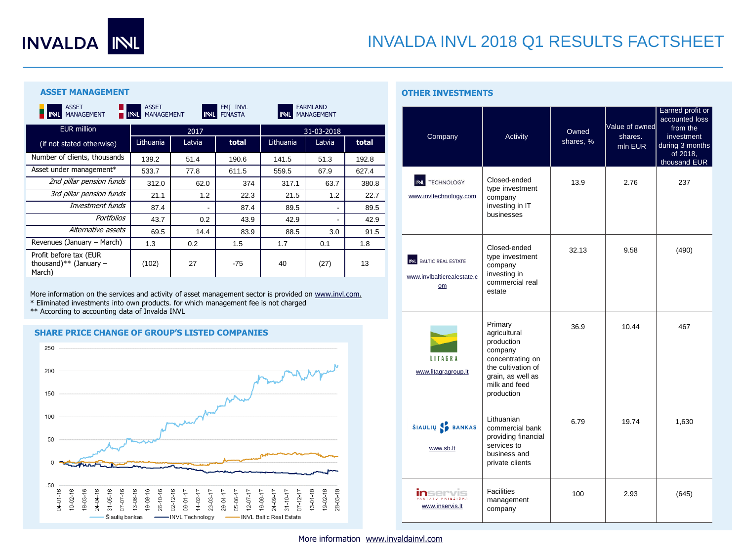# INVALDA INVL 2018 Q1 RESULTS FACTSHEET

## ASSET MANAGEMENT

ASSET MANAGEMENT | ASSET MANAGEMENT | FMĮ INVL FINASTA | FARMLAND MANAGEMENT

| EUR million (if not stated otherwise) | 2017 | | | 31-03-2018 | | |
|---|---|---|---|---|---|---|
| | Lithuania | Latvia | total | Lithuania | Latvia | total |
| Number of clients, thousands | 139.2 | 51.4 | 190.6 | 141.5 | 51.3 | 192.8 |
| Asset under management* | 533.7 | 77.8 | 611.5 | 559.5 | 67.9 | 627.4 |
| *2nd pillar pension funds* | 312.0 | 62.0 | 374 | 317.1 | 63.7 | 380.8 |
| *3rd pillar pension funds* | 21.1 | 1.2 | 22.3 | 21.5 | 1.2 | 22.7 |
| *Investment funds* | 87.4 | - | 87.4 | 89.5 | - | 89.5 |
| *Portfolios* | 43.7 | 0.2 | 43.9 | 42.9 | - | 42.9 |
| *Alternative assets* | 69.5 | 14.4 | 83.9 | 88.5 | 3.0 | 91.5 |
| Revenues (January – March) | 1.3 | 0.2 | 1.5 | 1.7 | 0.1 | 1.8 |
| Profit before tax (EUR thousand)** (January – March) | (102) | 27 | -75 | 40 | (27) | 13 |

More information on the services and activity of asset management sector is provided on www.invl.com.

\* Eliminated investments into own products. for which management fee is not charged

\*\* According to accounting data of Invalda INVL

## SHARE PRICE CHANGE OF GROUP'S LISTED COMPANIES

250
200
150
100
50
0
-50

04-01-16, 10-02-16, 18-03-16, 24-04-16, 31-05-16, 07-07-16, 13-08-16, 19-09-16, 26-10-16, 02-12-16, 08-01-17, 14-02-17, 23-03-17, 29-04-17, 05-06-17, 12-07-17, 18-08-17, 24-09-17, 31-10-17, 07-12-17, 13-01-18, 19-02-18, 28-03-18

Šiaulių bankas — INVL Technology — INVL Baltic Real Estate

## OTHER INVESTMENTS

| Company | Activity | Owned shares, % | Value of owned shares. mln EUR | Earned profit or accounted loss from the investment during 3 months of 2018, thousand EUR |
|---|---|---|---|---|
| INVL TECHNOLOGY www.invltechnology.com | Closed-ended type investment company investing in IT businesses | 13.9 | 2.76 | 237 |
| INVL BALTIC REAL ESTATE www.invlbalticrealestate.com | Closed-ended type investment company investing in commercial real estate | 32.13 | 9.58 | (490) |
| LITAGRA www.litagragroup.lt | Primary agricultural production company concentrating on the cultivation of grain, as well as milk and feed production | 36.9 | 10.44 | 467 |
| ŠIAULIŲ BANKAS www.sb.lt | Lithuanian commercial bank providing financial services to business and private clients | 6.79 | 19.74 | 1,630 |
| inservis PASTATŲ PRIEŽIŪRA www.inservis.lt | Facilities management company | 100 | 2.93 | (645) |

More information www.invaldainvl.com